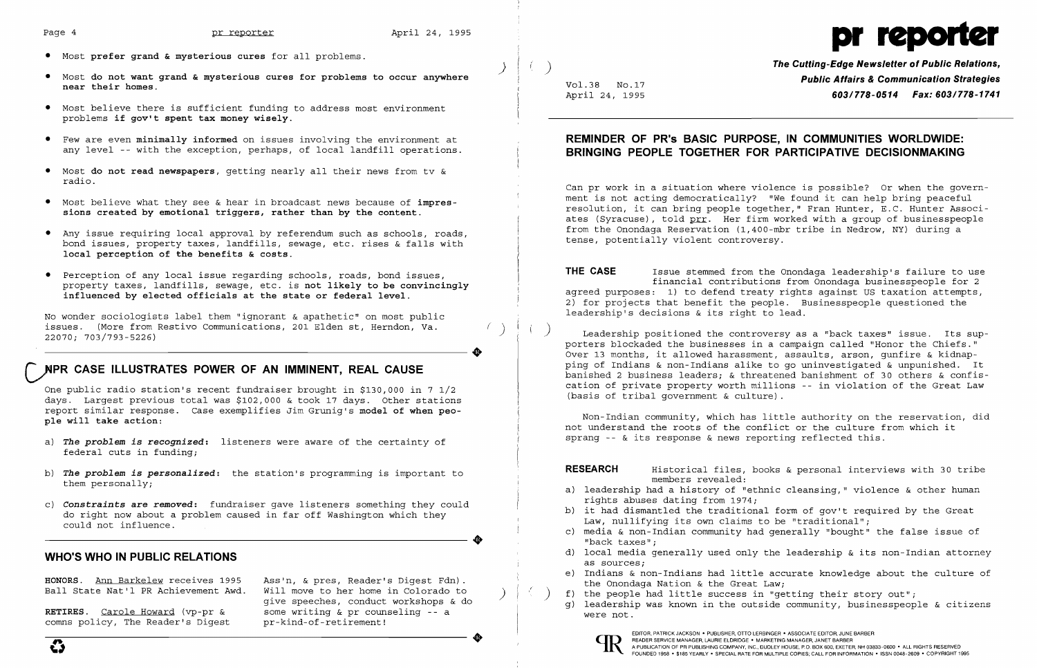- Most **prefer grand & mysterious cures** for all problems.
- Most **do not want grand & mysterious cures for problems to occur anywhere near their homes.**
- Most believe there is sufficient funding to address most environment problems **if gov't spent tax money wisely.**
- Few are even **minimally informed** on issues involving the environment at any level -- with the exception, perhaps, of local landfill operations.
- Most **do not read newspapers**, getting nearly all their news from tv & radio.
- Most believe what they see & hear in broadcast news because of **impressions created by emotional triggers, rather than by the content.**
- Any issue requiring local approval by referendum such as schools, roads, bond issues, property taxes, landfills, sewage, etc. rises & falls with **local perception of the benefits & costs.**
- Perception of any local issue regarding schools, roads, bond issues, property taxes, landfills, sewage, etc. is **not likely to be convincingly influenced by elected officials at the state or federal level.**

No wonder sociologists label them "ignorant & apathetic" on most public issues. (More from Restivo Communications, 201 Elden st, Herndon, Va. 22070; 703/793-5226)

## NPR CASE ILLUSTRATES POWER OF AN IMMINENT, REAL CAUSE

One public radio station's recent fundraiser brought in $130,000 in 7 1/2 days. Largest previous total was $102,000 & took 17 days. Other stations report similar response. Case exemplifies Jim Grunig's **model of when people will take action:**

a) ***The problem is recognized:*** listeners were aware of the certainty of federal cuts in funding;

b) ***The problem is personalized:*** the station's programming is important to them personally;

c) ***Constraints are removed:*** fundraiser gave listeners something they could do right now about a problem caused in far off Washington which they could not influence.

## WHO'S WHO IN PUBLIC RELATIONS

**HONORS.** Ann Barkelew receives 1995 Ball State Nat'l PR Achievement Awd.

**RETIRES.** Carole Howard (vp-pr & comns policy, The Reader's Digest Ass'n, & pres, Reader's Digest Fdn). Will move to her home in Colorado to give speeches, conduct workshops & do some writing & pr counseling -- a pr-kind-of-retirement!

# pr reporter

**The Cutting-Edge Newsletter of Public Relations, Public Affairs & Communication Strategies**
**603/778-0514 Fax: 603/778-1741**

Vol.38 No.17
April 24, 1995

## REMINDER OF PR's BASIC PURPOSE, IN COMMUNITIES WORLDWIDE: BRINGING PEOPLE TOGETHER FOR PARTICIPATIVE DECISIONMAKING

Can pr work in a situation where violence is possible? Or when the government is not acting democratically? "We found it can help bring peaceful resolution, it can bring people together," Fran Hunter, E.C. Hunter Associates (Syracuse), told prr. Her firm worked with a group of businesspeople from the Onondaga Reservation (1,400-mbr tribe in Nedrow, NY) during a tense, potentially violent controversy.

**THE CASE** Issue stemmed from the Onondaga leadership's failure to use financial contributions from Onondaga businesspeople for 2 agreed purposes: 1) to defend treaty rights against US taxation attempts, 2) for projects that benefit the people. Businesspeople questioned the leadership's decisions & its right to lead.

Leadership positioned the controversy as a "back taxes" issue. Its supporters blockaded the businesses in a campaign called "Honor the Chiefs." Over 13 months, it allowed harassment, assaults, arson, gunfire & kidnapping of Indians & non-Indians alike to go uninvestigated & unpunished. It banished 2 business leaders; & threatened banishment of 30 others & confiscation of private property worth millions -- in violation of the Great Law (basis of tribal government & culture).

Non-Indian community, which has little authority on the reservation, did not understand the roots of the conflict or the culture from which it sprang -- & its response & news reporting reflected this.

**RESEARCH** Historical files, books & personal interviews with 30 tribe members revealed:

a) leadership had a history of "ethnic cleansing," violence & other human rights abuses dating from 1974;
b) it had dismantled the traditional form of gov't required by the Great Law, nullifying its own claims to be "traditional";
c) media & non-Indian community had generally "bought" the false issue of "back taxes";
d) local media generally used only the leadership & its non-Indian attorney as sources;
e) Indians & non-Indians had little accurate knowledge about the culture of the Onondaga Nation & the Great Law;
f) the people had little success in "getting their story out";
g) leadership was known in the outside community, businesspeople & citizens were not.

EDITOR, PATRICK JACKSON • PUBLISHER, OTTO LERBINGER • ASSOCIATE EDITOR, JUNE BARBER
READER SERVICE MANAGER, LAURIE ELDRIDGE • MARKETING MANAGER, JANET BARBER
A PUBLICATION OF PR PUBLISHING COMPANY, INC., DUDLEY HOUSE, P.O. BOX 600, EXETER, NH 03833-0600 • ALL RIGHTS RESERVED
FOUNDED 1958 • $185 YEARLY • SPECIAL RATE FOR MULTIPLE COPIES; CALL FOR INFORMATION • ISSN 0048-2609 • COPYRIGHT 1995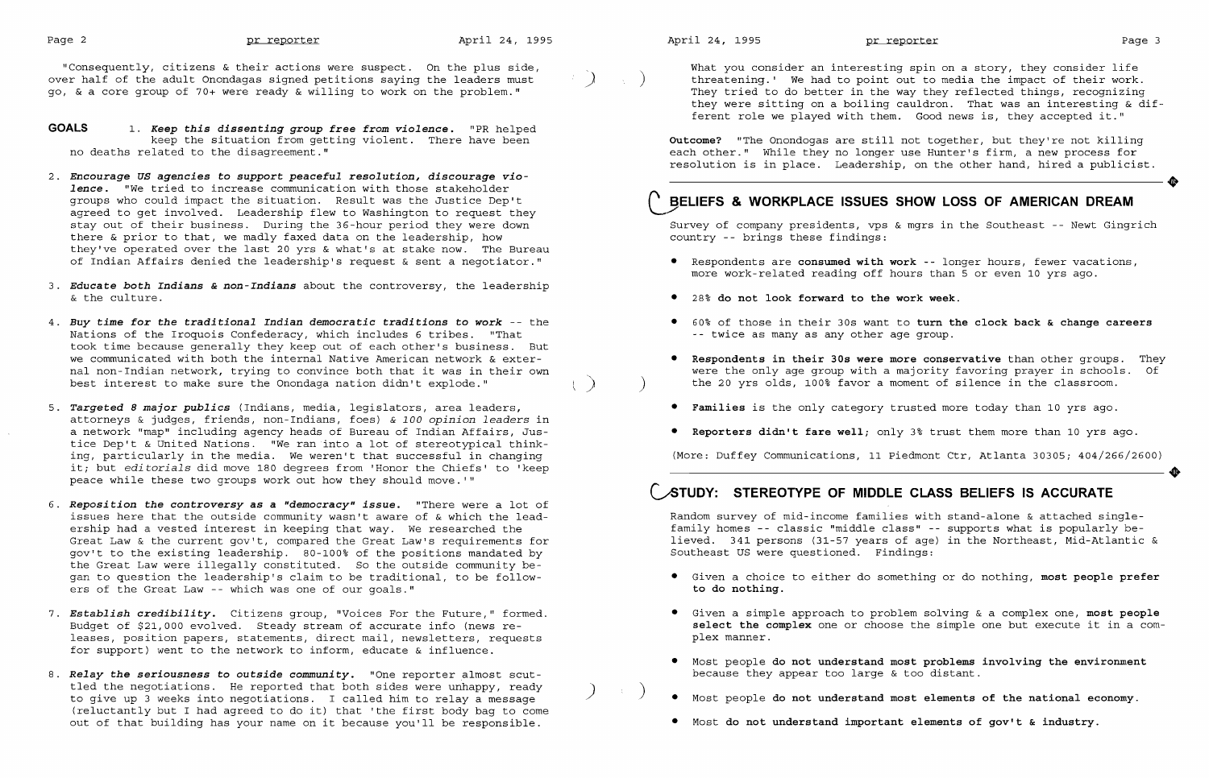"Consequently, citizens & their actions were suspect. On the plus side, over half of the adult Onondagas signed petitions saying the leaders must go, & a core group of 70+ were ready & willing to work on the problem."

**GOALS** 1. ***Keep this dissenting group free from violence.*** "PR helped keep the situation from getting violent. There have been no deaths related to the disagreement."

2. ***Encourage US agencies to support peaceful resolution, discourage violence.*** "We tried to increase communication with those stakeholder groups who could impact the situation. Result was the Justice Dep't agreed to get involved. Leadership flew to Washington to request they stay out of their business. During the 36-hour period they were down there & prior to that, we madly faxed data on the leadership, how they've operated over the last 20 yrs & what's at stake now. The Bureau of Indian Affairs denied the leadership's request & sent a negotiator."

3. ***Educate both Indians & non-Indians*** about the controversy, the leadership & the culture.

4. ***Buy time for the traditional Indian democratic traditions to work*** -- the Nations of the Iroquois Confederacy, which includes 6 tribes. "That took time because generally they keep out of each other's business. But we communicated with both the internal Native American network & external non-Indian network, trying to convince both that it was in their own best interest to make sure the Onondaga nation didn't explode."

5. ***Targeted 8 major publics*** (Indians, media, legislators, area leaders, attorneys & judges, friends, non-Indians, foes) *& 100 opinion leaders* in a network "map" including agency heads of Bureau of Indian Affairs, Justice Dep't & United Nations. "We ran into a lot of stereotypical thinking, particularly in the media. We weren't that successful in changing it; but *editorials* did move 180 degrees from 'Honor the Chiefs' to 'keep peace while these two groups work out how they should move.'"

6. ***Reposition the controversy as a "democracy" issue.*** "There were a lot of issues here that the outside community wasn't aware of & which the leadership had a vested interest in keeping that way. We researched the Great Law & the current gov't, compared the Great Law's requirements for gov't to the existing leadership. 80-100% of the positions mandated by the Great Law were illegally constituted. So the outside community began to question the leadership's claim to be traditional, to be followers of the Great Law -- which was one of our goals."

7. ***Establish credibility.*** Citizens group, "Voices For the Future," formed. Budget of $21,000 evolved. Steady stream of accurate info (news releases, position papers, statements, direct mail, newsletters, requests for support) went to the network to inform, educate & influence.

8. ***Relay the seriousness to outside community.*** "One reporter almost scuttled the negotiations. He reported that both sides were unhappy, ready to give up 3 weeks into negotiations. I called him to relay a message (reluctantly but I had agreed to do it) that 'the first body bag to come out of that building has your name on it because you'll be responsible. What you consider an interesting spin on a story, they consider life threatening.' We had to point out to media the impact of their work. They tried to do better in the way they reflected things, recognizing they were sitting on a boiling cauldron. That was an interesting & different role we played with them. Good news is, they accepted it."

**Outcome?** "The Onondogas are still not together, but they're not killing each other." While they no longer use Hunter's firm, a new process for resolution is in place. Leadership, on the other hand, hired a publicist.

## BELIEFS & WORKPLACE ISSUES SHOW LOSS OF AMERICAN DREAM

Survey of company presidents, vps & mgrs in the Southeast -- Newt Gingrich country -- brings these findings:

- Respondents are **consumed with work** -- longer hours, fewer vacations, more work-related reading off hours than 5 or even 10 yrs ago.
- 28% **do not look forward to the work week.**
- 60% of those in their 30s want to **turn the clock back & change careers** -- twice as many as any other age group.
- **Respondents in their 30s were more conservative** than other groups. They were the only age group with a majority favoring prayer in schools. Of the 20 yrs olds, 100% favor a moment of silence in the classroom.
- **Families** is the only category trusted more today than 10 yrs ago.
- **Reporters didn't fare well**; only 3% trust them more than 10 yrs ago.

(More: Duffey Communications, 11 Piedmont Ctr, Atlanta 30305; 404/266/2600)

## STUDY: STEREOTYPE OF MIDDLE CLASS BELIEFS IS ACCURATE

Random survey of mid-income families with stand-alone & attached single-family homes -- classic "middle class" -- supports what is popularly believed. 341 persons (31-57 years of age) in the Northeast, Mid-Atlantic & Southeast US were questioned. Findings:

- Given a choice to either do something or do nothing, **most people prefer to do nothing.**
- Given a simple approach to problem solving & a complex one, **most people select the complex** one or choose the simple one but execute it in a complex manner.
- Most people **do not understand most problems involving the environment** because they appear too large & too distant.
- Most people **do not understand most elements of the national economy.**
- Most **do not understand important elements of gov't & industry.**